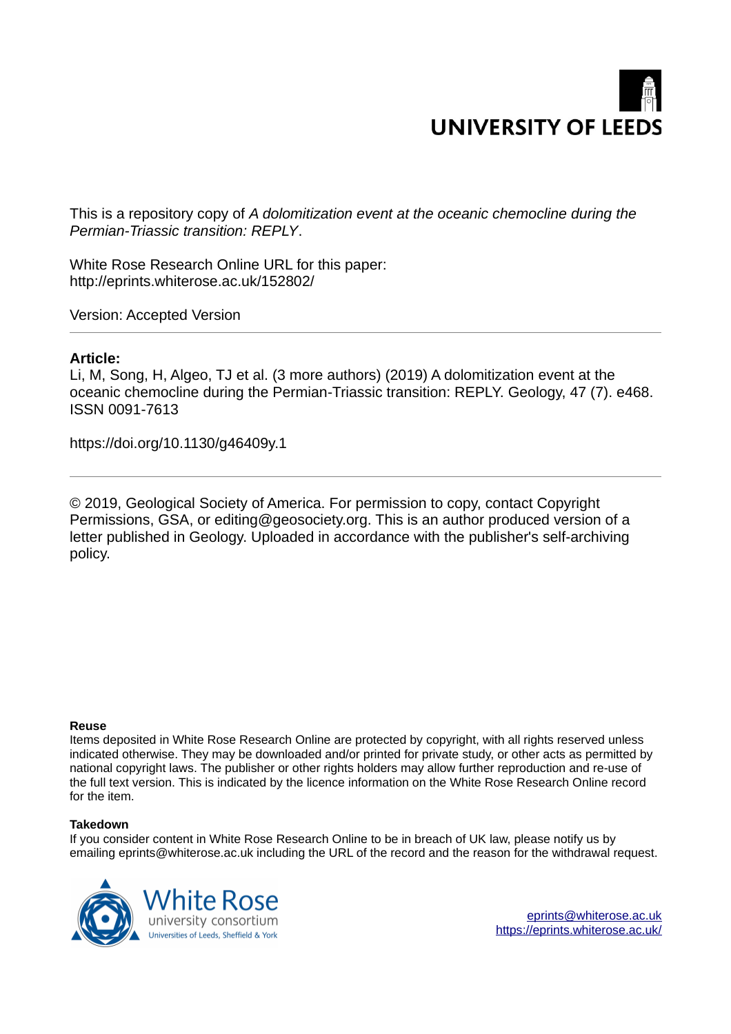UNIVERSITY OF LEEDS

This is a repository copy of *A dolomitization event at the oceanic chemocline during the Permian-Triassic transition: REPLY*.

White Rose Research Online URL for this paper:
http://eprints.whiterose.ac.uk/152802/

Version: Accepted Version

---

**Article:**

Li, M, Song, H, Algeo, TJ et al. (3 more authors) (2019) A dolomitization event at the oceanic chemocline during the Permian-Triassic transition: REPLY. Geology, 47 (7). e468. ISSN 0091-7613

https://doi.org/10.1130/g46409y.1

---

© 2019, Geological Society of America. For permission to copy, contact Copyright Permissions, GSA, or editing@geosociety.org. This is an author produced version of a letter published in Geology. Uploaded in accordance with the publisher's self-archiving policy.

**Reuse**

Items deposited in White Rose Research Online are protected by copyright, with all rights reserved unless indicated otherwise. They may be downloaded and/or printed for private study, or other acts as permitted by national copyright laws. The publisher or other rights holders may allow further reproduction and re-use of the full text version. This is indicated by the licence information on the White Rose Research Online record for the item.

**Takedown**

If you consider content in White Rose Research Online to be in breach of UK law, please notify us by emailing eprints@whiterose.ac.uk including the URL of the record and the reason for the withdrawal request.

White Rose university consortium
Universities of Leeds, Sheffield & York

eprints@whiterose.ac.uk
https://eprints.whiterose.ac.uk/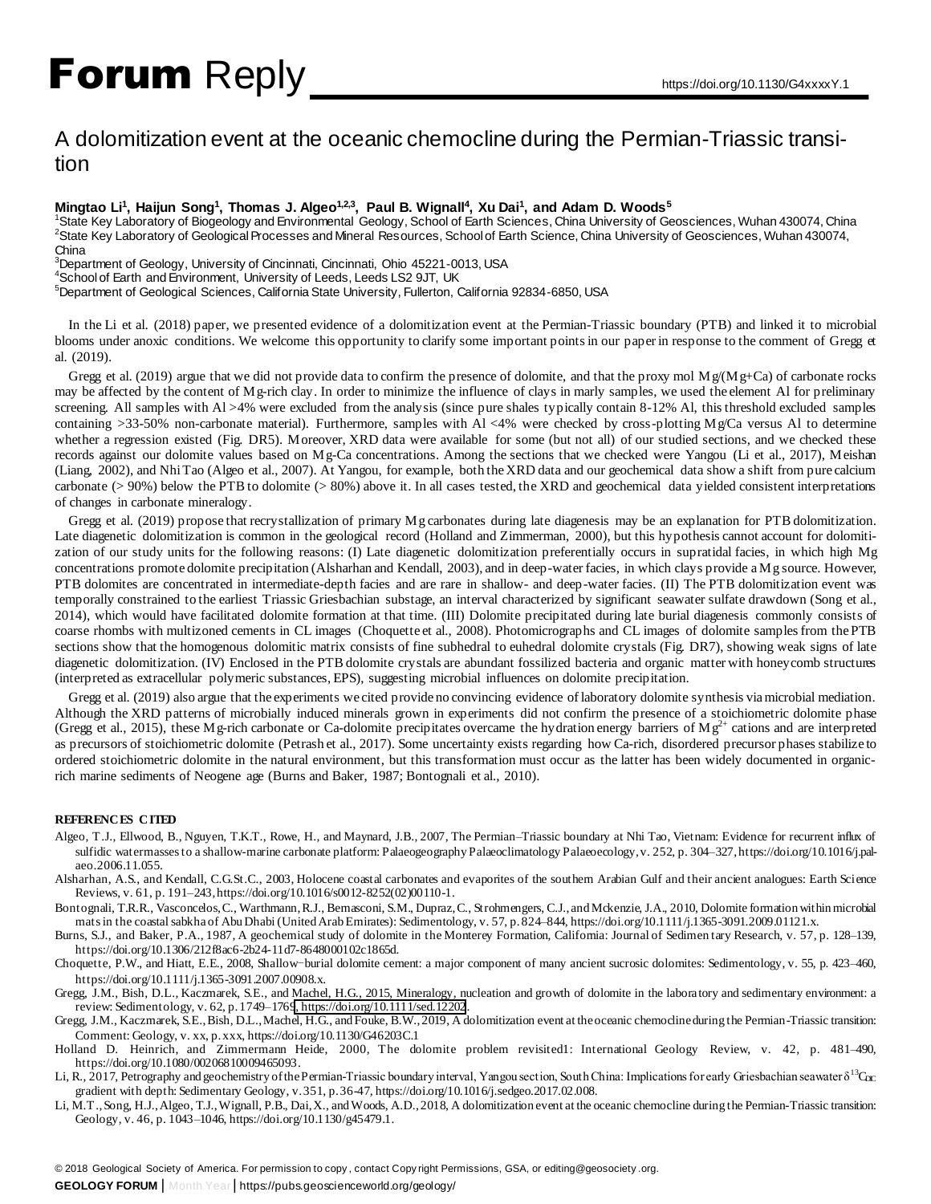# Forum Reply

# A dolomitization event at the oceanic chemocline during the Permian-Triassic transition

**Mingtao Li[1], Haijun Song[1], Thomas J. Algeo[1,2,3], Paul B. Wignall[4], Xu Dai[1], and Adam D. Woods[5]**

[1]State Key Laboratory of Biogeology and Environmental Geology, School of Earth Sciences, China University of Geosciences, Wuhan 430074, China
[2]State Key Laboratory of Geological Processes and Mineral Resources, School of Earth Science, China University of Geosciences, Wuhan 430074, China
[3]Department of Geology, University of Cincinnati, Cincinnati, Ohio 45221-0013, USA
[4]School of Earth and Environment, University of Leeds, Leeds LS2 9JT, UK
[5]Department of Geological Sciences, California State University, Fullerton, California 92834-6850, USA

In the Li et al. (2018) paper, we presented evidence of a dolomitization event at the Permian-Triassic boundary (PTB) and linked it to microbial blooms under anoxic conditions. We welcome this opportunity to clarify some important points in our paper in response to the comment of Gregg et al. (2019).

Gregg et al. (2019) argue that we did not provide data to confirm the presence of dolomite, and that the proxy mol Mg/(Mg+Ca) of carbonate rocks may be affected by the content of Mg-rich clay. In order to minimize the influence of clays in marly samples, we used the element Al for preliminary screening. All samples with Al >4% were excluded from the analysis (since pure shales typically contain 8-12% Al, this threshold excluded samples containing >33-50% non-carbonate material). Furthermore, samples with Al <4% were checked by cross-plotting Mg/Ca versus Al to determine whether a regression existed (Fig. DR5). Moreover, XRD data were available for some (but not all) of our studied sections, and we checked these records against our dolomite values based on Mg-Ca concentrations. Among the sections that we checked were Yangou (Li et al., 2017), Meishan (Liang, 2002), and Nhi Tao (Algeo et al., 2007). At Yangou, for example, both the XRD data and our geochemical data show a shift from pure calcium carbonate (> 90%) below the PTB to dolomite (> 80%) above it. In all cases tested, the XRD and geochemical data yielded consistent interpretations of changes in carbonate mineralogy.

Gregg et al. (2019) propose that recrystallization of primary Mg carbonates during late diagenesis may be an explanation for PTB dolomitization. Late diagenetic dolomitization is common in the geological record (Holland and Zimmerman, 2000), but this hypothesis cannot account for dolomitization of our study units for the following reasons: (I) Late diagenetic dolomitization preferentially occurs in supratidal facies, in which high Mg concentrations promote dolomite precipitation (Alsharhan and Kendall, 2003), and in deep-water facies, in which clays provide a Mg source. However, PTB dolomites are concentrated in intermediate-depth facies and are rare in shallow- and deep-water facies. (II) The PTB dolomitization event was temporally constrained to the earliest Triassic Griesbachian substage, an interval characterized by significant seawater sulfate drawdown (Song et al., 2014), which would have facilitated dolomite formation at that time. (III) Dolomite precipitated during late burial diagenesis commonly consists of coarse rhombs with multizoned cements in CL images (Choquette et al., 2008). Photomicrographs and CL images of dolomite samples from the PTB sections show that the homogenous dolomitic matrix consists of fine subhedral to euhedral dolomite crystals (Fig. DR7), showing weak signs of late diagenetic dolomitization. (IV) Enclosed in the PTB dolomite crystals are abundant fossilized bacteria and organic matter with honeycomb structures (interpreted as extracellular polymeric substances, EPS), suggesting microbial influences on dolomite precipitation.

Gregg et al. (2019) also argue that the experiments we cited provide no convincing evidence of laboratory dolomite synthesis via microbial mediation. Although the XRD patterns of microbially induced minerals grown in experiments did not confirm the presence of a stoichiometric dolomite phase (Gregg et al., 2015), these Mg-rich carbonate or Ca-dolomite precipitates overcame the hydration energy barriers of $Mg^{2+}$ cations and are interpreted as precursors of stoichiometric dolomite (Petrash et al., 2017). Some uncertainty exists regarding how Ca-rich, disordered precursor phases stabilize to ordered stoichiometric dolomite in the natural environment, but this transformation must occur as the latter has been widely documented in organic-rich marine sediments of Neogene age (Burns and Baker, 1987; Bontognali et al., 2010).

## REFERENCES CITED

Algeo, T.J., Ellwood, B., Nguyen, T.K.T., Rowe, H., and Maynard, J.B., 2007, The Permian–Triassic boundary at Nhi Tao, Vietnam: Evidence for recurrent influx of sulfidic watermasses to a shallow-marine carbonate platform: Palaeogeography Palaeoclimatology Palaeoecology, v. 252, p. 304–327, https://doi.org/10.1016/j.palaeo.2006.11.055.

Alsharhan, A.S., and Kendall, C.G.St.C., 2003, Holocene coastal carbonates and evaporites of the southern Arabian Gulf and their ancient analogues: Earth Science Reviews, v. 61, p. 191–243, https://doi.org/10.1016/s0012-8252(02)00110-1.

Bontognali, T.R.R., Vasconcelos, C., Warthmann, R.J., Bernasconi, S.M., Dupraz, C., Strohmengers, C.J., and Mckenzie, J.A., 2010, Dolomite formation within microbial mats in the coastal sabkha of Abu Dhabi (United Arab Emirates): Sedimentology, v. 57, p. 824–844, https://doi.org/10.1111/j.1365-3091.2009.01121.x.

Burns, S.J., and Baker, P.A., 1987, A geochemical study of dolomite in the Monterey Formation, California: Journal of Sedimentary Research, v. 57, p. 128–139, https://doi.org/10.1306/212f8ac6-2b24-11d7-8648000102c1865d.

Choquette, P.W., and Hiatt, E.E., 2008, Shallow-burial dolomite cement: a major component of many ancient sucrosic dolomites: Sedimentology, v. 55, p. 423–460, https://doi.org/10.1111/j.1365-3091.2007.00908.x.

Gregg, J.M., Bish, D.L., Kaczmarek, S.E., and Machel, H.G., 2015, Mineralogy, nucleation and growth of dolomite in the laboratory and sedimentary environment: a review: Sedimentology, v. 62, p. 1749–1769, https://doi.org/10.1111/sed.12202.

Gregg, J.M., Kaczmarek, S.E., Bish, D.L., Machel, H.G., and Fouke, B.W., 2019, A dolomitization event at the oceanic chemocline during the Permian-Triassic transition: Comment: Geology, v. xx, p. xxx, https://doi.org/10.1130/G46203C.1

Holland D. Heinrich, and Zimmermann Heide, 2000, The dolomite problem revisited1: International Geology Review, v. 42, p. 481–490, https://doi.org/10.1080/00206810009465093.

Li, R., 2017, Petrography and geochemistry of the Permian-Triassic boundary interval, Yangou section, South China: Implications for early Griesbachian seawater $\delta^{13}C_{DIC}$ gradient with depth: Sedimentary Geology, v. 351, p. 36-47, https://doi.org/10.1016/j.sedgeo.2017.02.008.

Li, M.T., Song, H.J., Algeo, T.J., Wignall, P.B., Dai, X., and Woods, A.D., 2018, A dolomitization event at the oceanic chemocline during the Permian-Triassic transition: Geology, v. 46, p. 1043–1046, https://doi.org/10.1130/g45479.1.

© 2018 Geological Society of America. For permission to copy, contact Copyright Permissions, GSA, or editing@geosociety.org.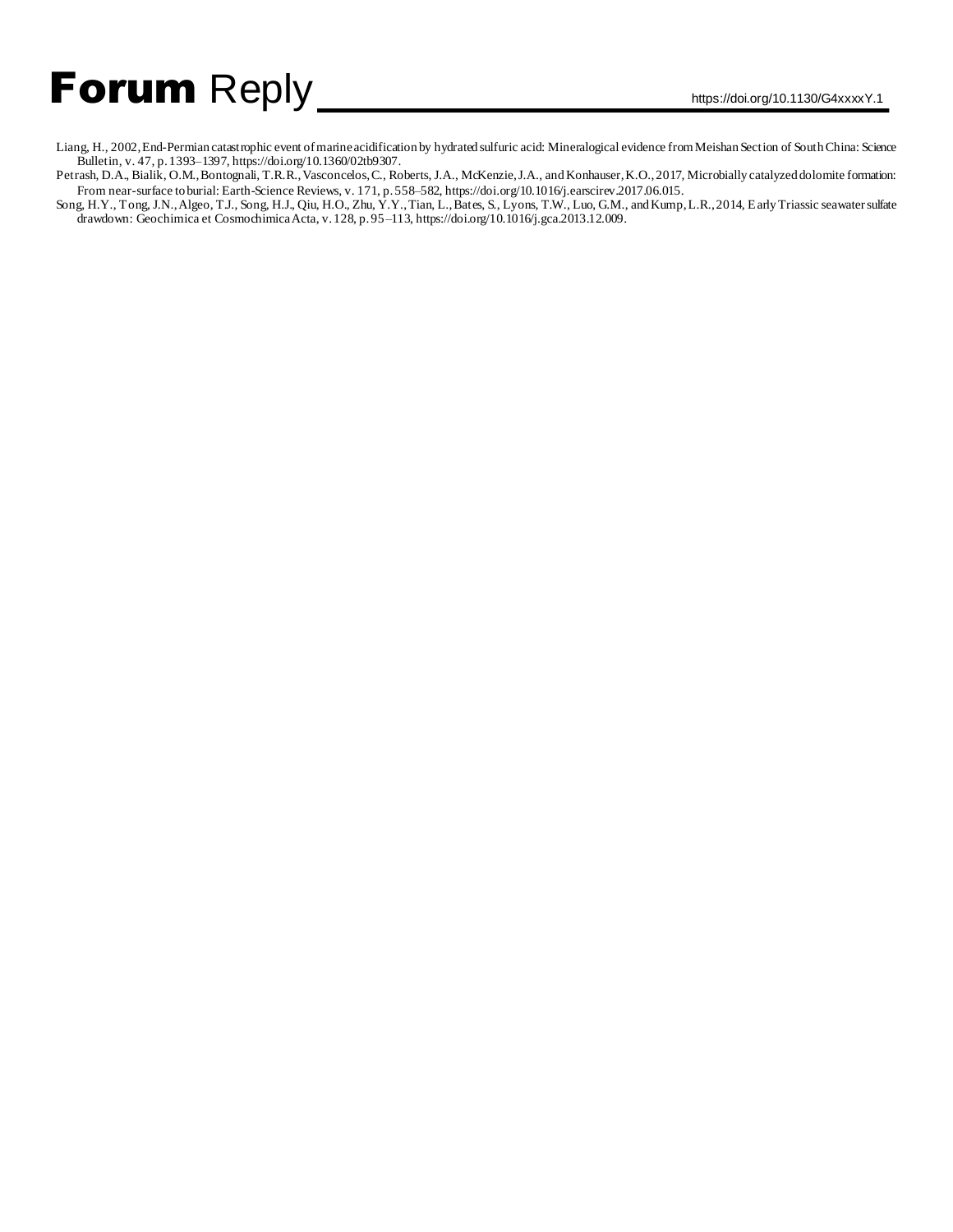Liang, H., 2002, End-Permian catastrophic event of marine acidification by hydrated sulfuric acid: Mineralogical evidence from Meishan Section of South China: Science Bulletin, v. 47, p. 1393–1397, https://doi.org/10.1360/02tb9307.

Petrash, D.A., Bialik, O.M., Bontognali, T.R.R., Vasconcelos, C., Roberts, J.A., McKenzie, J.A., and Konhauser, K.O., 2017, Microbially catalyzed dolomite formation: From near-surface to burial: Earth-Science Reviews, v. 171, p. 558–582, https://doi.org/10.1016/j.earscirev.2017.06.015.

Song, H.Y., Tong, J.N., Algeo, T.J., Song, H.J., Qiu, H.O., Zhu, Y.Y., Tian, L., Bates, S., Lyons, T.W., Luo, G.M., and Kump, L.R., 2014, Early Triassic seawater sulfate drawdown: Geochimica et Cosmochimica Acta, v. 128, p. 95–113, https://doi.org/10.1016/j.gca.2013.12.009.